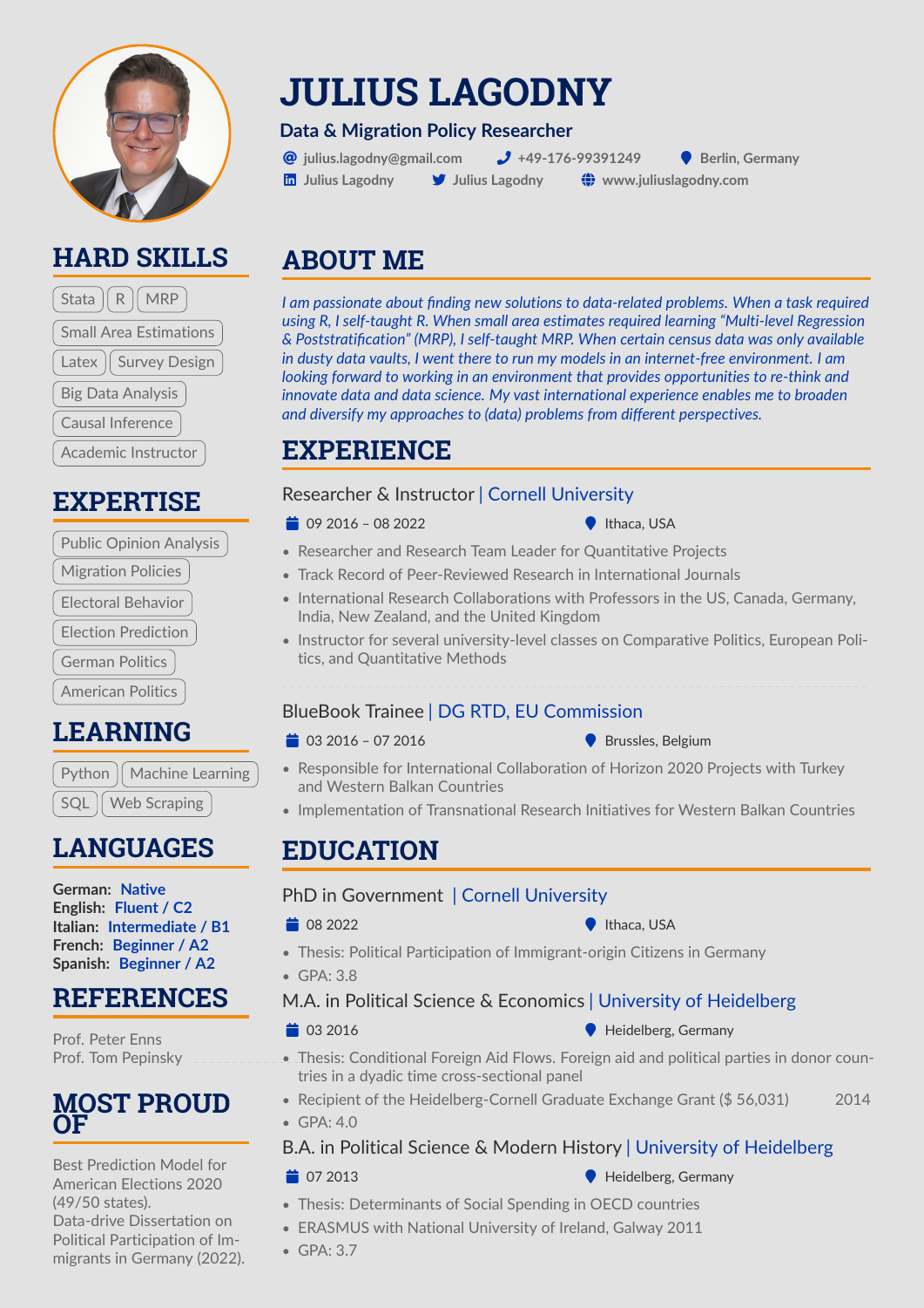# JULIUS LAGODNY

**Data & Migration Policy Researcher**

julius.lagodny@gmail.com | +49-176-99391249 | Berlin, Germany
Julius Lagodny | Julius Lagodny | www.juliuslagodny.com

## HARD SKILLS

Stata | R | MRP | Small Area Estimations | Latex | Survey Design | Big Data Analysis | Causal Inference | Academic Instructor

## EXPERTISE

Public Opinion Analysis | Migration Policies | Electoral Behavior | Election Prediction | German Politics | American Politics

## LEARNING

Python | Machine Learning | SQL | Web Scraping

## LANGUAGES

**German:** Native
**English:** Fluent / C2
**Italian:** Intermediate / B1
**French:** Beginner / A2
**Spanish:** Beginner / A2

## REFERENCES

Prof. Peter Enns
Prof. Tom Pepinsky

## MOST PROUD OF

Best Prediction Model for American Elections 2020 (49/50 states).
Data-drive Dissertation on Political Participation of Immigrants in Germany (2022).

## ABOUT ME

*I am passionate about finding new solutions to data-related problems. When a task required using R, I self-taught R. When small area estimates required learning "Multi-level Regression & Poststratification" (MRP), I self-taught MRP. When certain census data was only available in dusty data vaults, I went there to run my models in an internet-free environment. I am looking forward to working in an environment that provides opportunities to re-think and innovate data and data science. My vast international experience enables me to broaden and diversify my approaches to (data) problems from different perspectives.*

## EXPERIENCE

### Researcher & Instructor | Cornell University

09 2016 – 08 2022 | Ithaca, USA

- Researcher and Research Team Leader for Quantitative Projects
- Track Record of Peer-Reviewed Research in International Journals
- International Research Collaborations with Professors in the US, Canada, Germany, India, New Zealand, and the United Kingdom
- Instructor for several university-level classes on Comparative Politics, European Politics, and Quantitative Methods

### BlueBook Trainee | DG RTD, EU Commission

03 2016 – 07 2016 | Brussels, Belgium

- Responsible for International Collaboration of Horizon 2020 Projects with Turkey and Western Balkan Countries
- Implementation of Transnational Research Initiatives for Western Balkan Countries

## EDUCATION

### PhD in Government | Cornell University

08 2022 | Ithaca, USA

- Thesis: Political Participation of Immigrant-origin Citizens in Germany
- GPA: 3.8

### M.A. in Political Science & Economics | University of Heidelberg

03 2016 | Heidelberg, Germany

- Thesis: Conditional Foreign Aid Flows. Foreign aid and political parties in donor countries in a dyadic time cross-sectional panel
- Recipient of the Heidelberg-Cornell Graduate Exchange Grant ($ 56,031) 2014
- GPA: 4.0

### B.A. in Political Science & Modern History | University of Heidelberg

07 2013 | Heidelberg, Germany

- Thesis: Determinants of Social Spending in OECD countries
- ERASMUS with National University of Ireland, Galway 2011
- GPA: 3.7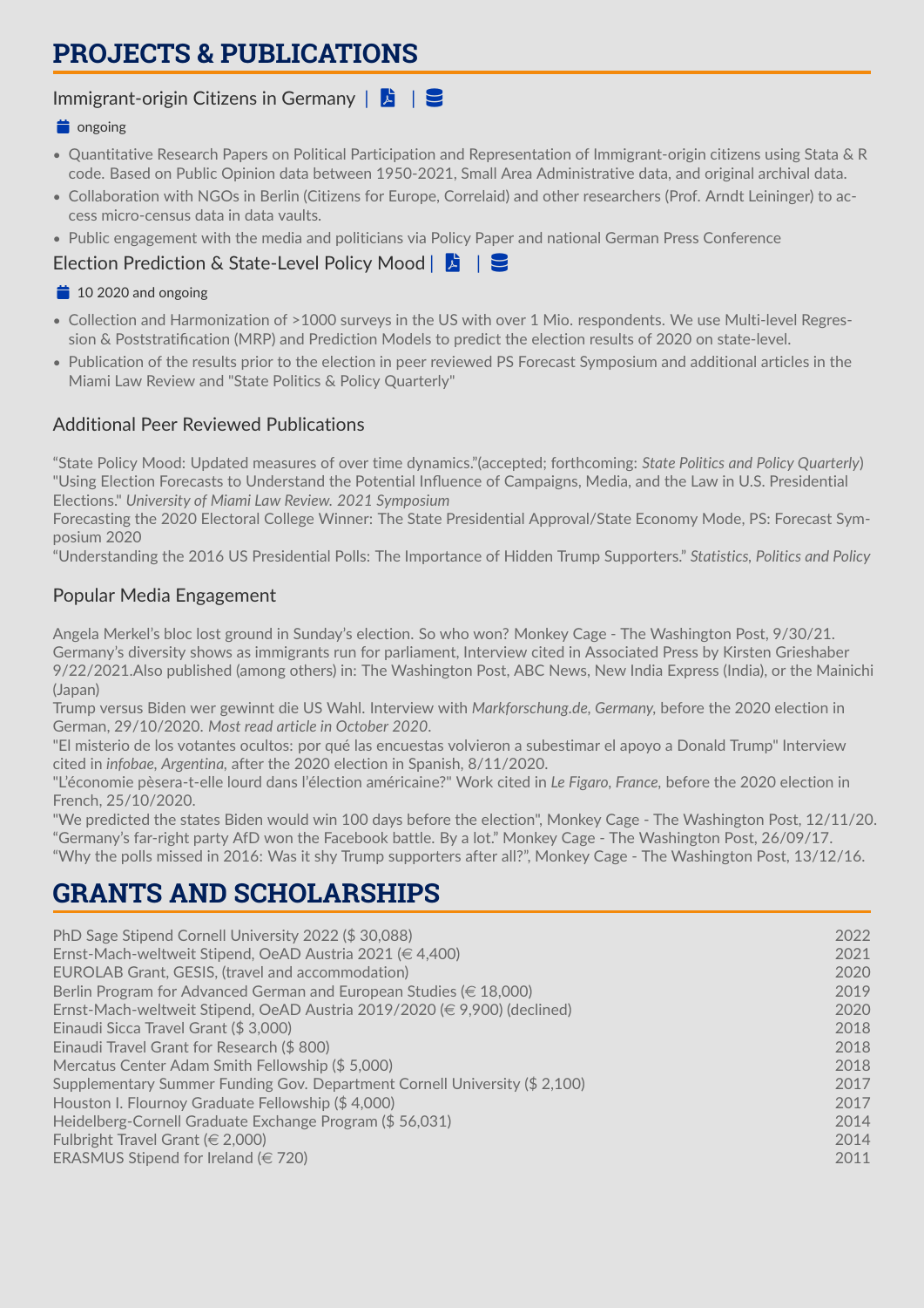# PROJECTS & PUBLICATIONS

### Immigrant-origin Citizens in Germany |  | 

ongoing

- Quantitative Research Papers on Political Participation and Representation of Immigrant-origin citizens using Stata & R code. Based on Public Opinion data between 1950-2021, Small Area Administrative data, and original archival data.
- Collaboration with NGOs in Berlin (Citizens for Europe, Correlaid) and other researchers (Prof. Arndt Leininger) to access micro-census data in data vaults.
- Public engagement with the media and politicians via Policy Paper and national German Press Conference

### Election Prediction & State-Level Policy Mood |  | 

10 2020 and ongoing

- Collection and Harmonization of >1000 surveys in the US with over 1 Mio. respondents. We use Multi-level Regression & Poststratification (MRP) and Prediction Models to predict the election results of 2020 on state-level.
- Publication of the results prior to the election in peer reviewed PS Forecast Symposium and additional articles in the Miami Law Review and "State Politics & Policy Quarterly"

### Additional Peer Reviewed Publications

“State Policy Mood: Updated measures of over time dynamics.”(accepted; forthcoming: *State Politics and Policy Quarterly*)
"Using Election Forecasts to Understand the Potential Influence of Campaigns, Media, and the Law in U.S. Presidential Elections." *University of Miami Law Review. 2021 Symposium*
Forecasting the 2020 Electoral College Winner: The State Presidential Approval/State Economy Mode, PS: Forecast Symposium 2020
“Understanding the 2016 US Presidential Polls: The Importance of Hidden Trump Supporters.” *Statistics, Politics and Policy*

### Popular Media Engagement

Angela Merkel’s bloc lost ground in Sunday’s election. So who won? Monkey Cage - The Washington Post, 9/30/21.
Germany’s diversity shows as immigrants run for parliament, Interview cited in Associated Press by Kirsten Grieshaber 9/22/2021.Also published (among others) in: The Washington Post, ABC News, New India Express (India), or the Mainichi (Japan)
Trump versus Biden wer gewinnt die US Wahl. Interview with *Markforschung.de, Germany,* before the 2020 election in German, 29/10/2020. *Most read article in October 2020*.
"El misterio de los votantes ocultos: por qué las encuestas volvieron a subestimar el apoyo a Donald Trump" Interview cited in *infobae, Argentina,* after the 2020 election in Spanish, 8/11/2020.
"L’économie pèsera-t-elle lourd dans l’élection américaine?" Work cited in *Le Figaro, France,* before the 2020 election in French, 25/10/2020.
"We predicted the states Biden would win 100 days before the election", Monkey Cage - The Washington Post, 12/11/20.
“Germany’s far-right party AfD won the Facebook battle. By a lot.” Monkey Cage - The Washington Post, 26/09/17.
“Why the polls missed in 2016: Was it shy Trump supporters after all?”, Monkey Cage - The Washington Post, 13/12/16.

# GRANTS AND SCHOLARSHIPS

| | |
|---|---|
| PhD Sage Stipend Cornell University 2022 ($ 30,088) | 2022 |
| Ernst-Mach-weltweit Stipend, OeAD Austria 2021 (€ 4,400) | 2021 |
| EUROLAB Grant, GESIS, (travel and accommodation) | 2020 |
| Berlin Program for Advanced German and European Studies (€ 18,000) | 2019 |
| Ernst-Mach-weltweit Stipend, OeAD Austria 2019/2020 (€ 9,900) (declined) | 2020 |
| Einaudi Sicca Travel Grant ($ 3,000) | 2018 |
| Einaudi Travel Grant for Research ($ 800) | 2018 |
| Mercatus Center Adam Smith Fellowship ($ 5,000) | 2018 |
| Supplementary Summer Funding Gov. Department Cornell University ($ 2,100) | 2017 |
| Houston I. Flournoy Graduate Fellowship ($ 4,000) | 2017 |
| Heidelberg-Cornell Graduate Exchange Program ($ 56,031) | 2014 |
| Fulbright Travel Grant (€ 2,000) | 2014 |
| ERASMUS Stipend for Ireland (€ 720) | 2011 |